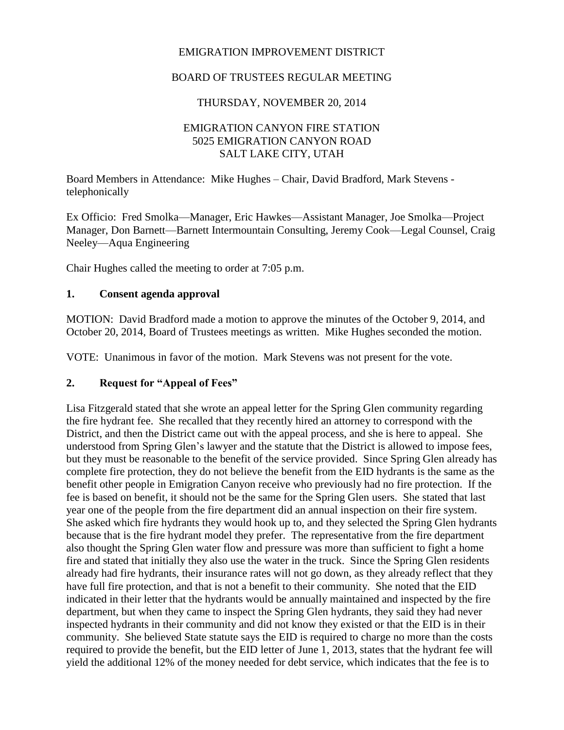EMIGRATION IMPROVEMENT DISTRICT

BOARD OF TRUSTEES REGULAR MEETING

THURSDAY, NOVEMBER 20, 2014

EMIGRATION CANYON FIRE STATION
5025 EMIGRATION CANYON ROAD
SALT LAKE CITY, UTAH

Board Members in Attendance: Mike Hughes – Chair, David Bradford, Mark Stevens - telephonically

Ex Officio: Fred Smolka—Manager, Eric Hawkes—Assistant Manager, Joe Smolka—Project Manager, Don Barnett—Barnett Intermountain Consulting, Jeremy Cook—Legal Counsel, Craig Neeley—Aqua Engineering

Chair Hughes called the meeting to order at 7:05 p.m.

## 1. Consent agenda approval

MOTION: David Bradford made a motion to approve the minutes of the October 9, 2014, and October 20, 2014, Board of Trustees meetings as written. Mike Hughes seconded the motion.

VOTE: Unanimous in favor of the motion. Mark Stevens was not present for the vote.

## 2. Request for "Appeal of Fees"

Lisa Fitzgerald stated that she wrote an appeal letter for the Spring Glen community regarding the fire hydrant fee. She recalled that they recently hired an attorney to correspond with the District, and then the District came out with the appeal process, and she is here to appeal. She understood from Spring Glen's lawyer and the statute that the District is allowed to impose fees, but they must be reasonable to the benefit of the service provided. Since Spring Glen already has complete fire protection, they do not believe the benefit from the EID hydrants is the same as the benefit other people in Emigration Canyon receive who previously had no fire protection. If the fee is based on benefit, it should not be the same for the Spring Glen users. She stated that last year one of the people from the fire department did an annual inspection on their fire system. She asked which fire hydrants they would hook up to, and they selected the Spring Glen hydrants because that is the fire hydrant model they prefer. The representative from the fire department also thought the Spring Glen water flow and pressure was more than sufficient to fight a home fire and stated that initially they also use the water in the truck. Since the Spring Glen residents already had fire hydrants, their insurance rates will not go down, as they already reflect that they have full fire protection, and that is not a benefit to their community. She noted that the EID indicated in their letter that the hydrants would be annually maintained and inspected by the fire department, but when they came to inspect the Spring Glen hydrants, they said they had never inspected hydrants in their community and did not know they existed or that the EID is in their community. She believed State statute says the EID is required to charge no more than the costs required to provide the benefit, but the EID letter of June 1, 2013, states that the hydrant fee will yield the additional 12% of the money needed for debt service, which indicates that the fee is to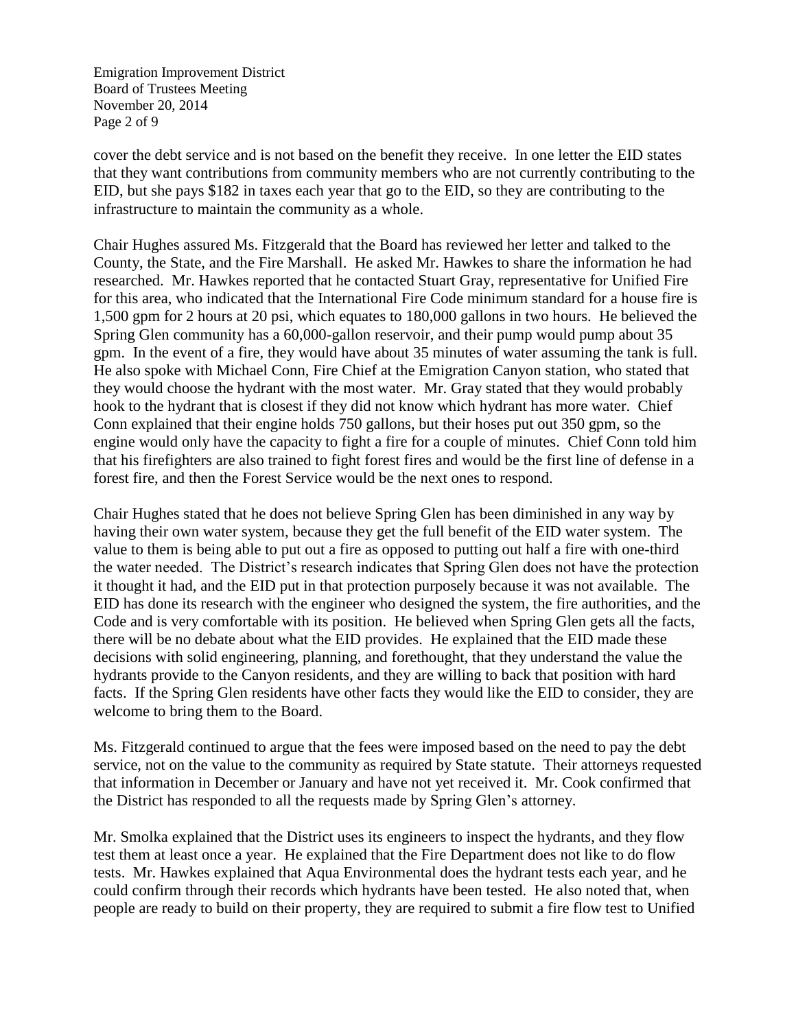cover the debt service and is not based on the benefit they receive. In one letter the EID states that they want contributions from community members who are not currently contributing to the EID, but she pays $182 in taxes each year that go to the EID, so they are contributing to the infrastructure to maintain the community as a whole.

Chair Hughes assured Ms. Fitzgerald that the Board has reviewed her letter and talked to the County, the State, and the Fire Marshall. He asked Mr. Hawkes to share the information he had researched. Mr. Hawkes reported that he contacted Stuart Gray, representative for Unified Fire for this area, who indicated that the International Fire Code minimum standard for a house fire is 1,500 gpm for 2 hours at 20 psi, which equates to 180,000 gallons in two hours. He believed the Spring Glen community has a 60,000-gallon reservoir, and their pump would pump about 35 gpm. In the event of a fire, they would have about 35 minutes of water assuming the tank is full. He also spoke with Michael Conn, Fire Chief at the Emigration Canyon station, who stated that they would choose the hydrant with the most water. Mr. Gray stated that they would probably hook to the hydrant that is closest if they did not know which hydrant has more water. Chief Conn explained that their engine holds 750 gallons, but their hoses put out 350 gpm, so the engine would only have the capacity to fight a fire for a couple of minutes. Chief Conn told him that his firefighters are also trained to fight forest fires and would be the first line of defense in a forest fire, and then the Forest Service would be the next ones to respond.

Chair Hughes stated that he does not believe Spring Glen has been diminished in any way by having their own water system, because they get the full benefit of the EID water system. The value to them is being able to put out a fire as opposed to putting out half a fire with one-third the water needed. The District's research indicates that Spring Glen does not have the protection it thought it had, and the EID put in that protection purposely because it was not available. The EID has done its research with the engineer who designed the system, the fire authorities, and the Code and is very comfortable with its position. He believed when Spring Glen gets all the facts, there will be no debate about what the EID provides. He explained that the EID made these decisions with solid engineering, planning, and forethought, that they understand the value the hydrants provide to the Canyon residents, and they are willing to back that position with hard facts. If the Spring Glen residents have other facts they would like the EID to consider, they are welcome to bring them to the Board.

Ms. Fitzgerald continued to argue that the fees were imposed based on the need to pay the debt service, not on the value to the community as required by State statute. Their attorneys requested that information in December or January and have not yet received it. Mr. Cook confirmed that the District has responded to all the requests made by Spring Glen's attorney.

Mr. Smolka explained that the District uses its engineers to inspect the hydrants, and they flow test them at least once a year. He explained that the Fire Department does not like to do flow tests. Mr. Hawkes explained that Aqua Environmental does the hydrant tests each year, and he could confirm through their records which hydrants have been tested. He also noted that, when people are ready to build on their property, they are required to submit a fire flow test to Unified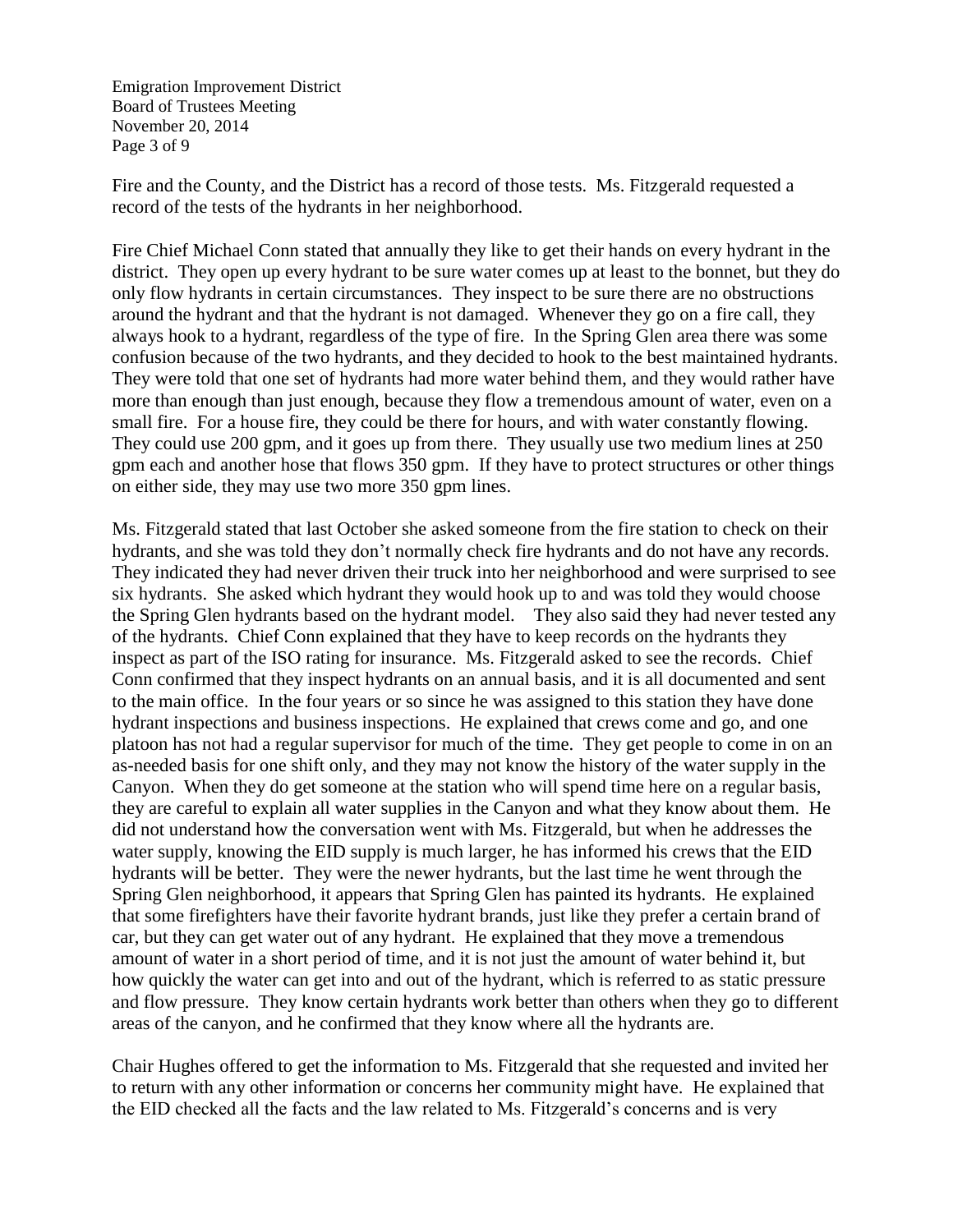Fire and the County, and the District has a record of those tests. Ms. Fitzgerald requested a record of the tests of the hydrants in her neighborhood.

Fire Chief Michael Conn stated that annually they like to get their hands on every hydrant in the district. They open up every hydrant to be sure water comes up at least to the bonnet, but they do only flow hydrants in certain circumstances. They inspect to be sure there are no obstructions around the hydrant and that the hydrant is not damaged. Whenever they go on a fire call, they always hook to a hydrant, regardless of the type of fire. In the Spring Glen area there was some confusion because of the two hydrants, and they decided to hook to the best maintained hydrants. They were told that one set of hydrants had more water behind them, and they would rather have more than enough than just enough, because they flow a tremendous amount of water, even on a small fire. For a house fire, they could be there for hours, and with water constantly flowing. They could use 200 gpm, and it goes up from there. They usually use two medium lines at 250 gpm each and another hose that flows 350 gpm. If they have to protect structures or other things on either side, they may use two more 350 gpm lines.

Ms. Fitzgerald stated that last October she asked someone from the fire station to check on their hydrants, and she was told they don't normally check fire hydrants and do not have any records. They indicated they had never driven their truck into her neighborhood and were surprised to see six hydrants. She asked which hydrant they would hook up to and was told they would choose the Spring Glen hydrants based on the hydrant model. They also said they had never tested any of the hydrants. Chief Conn explained that they have to keep records on the hydrants they inspect as part of the ISO rating for insurance. Ms. Fitzgerald asked to see the records. Chief Conn confirmed that they inspect hydrants on an annual basis, and it is all documented and sent to the main office. In the four years or so since he was assigned to this station they have done hydrant inspections and business inspections. He explained that crews come and go, and one platoon has not had a regular supervisor for much of the time. They get people to come in on an as-needed basis for one shift only, and they may not know the history of the water supply in the Canyon. When they do get someone at the station who will spend time here on a regular basis, they are careful to explain all water supplies in the Canyon and what they know about them. He did not understand how the conversation went with Ms. Fitzgerald, but when he addresses the water supply, knowing the EID supply is much larger, he has informed his crews that the EID hydrants will be better. They were the newer hydrants, but the last time he went through the Spring Glen neighborhood, it appears that Spring Glen has painted its hydrants. He explained that some firefighters have their favorite hydrant brands, just like they prefer a certain brand of car, but they can get water out of any hydrant. He explained that they move a tremendous amount of water in a short period of time, and it is not just the amount of water behind it, but how quickly the water can get into and out of the hydrant, which is referred to as static pressure and flow pressure. They know certain hydrants work better than others when they go to different areas of the canyon, and he confirmed that they know where all the hydrants are.

Chair Hughes offered to get the information to Ms. Fitzgerald that she requested and invited her to return with any other information or concerns her community might have. He explained that the EID checked all the facts and the law related to Ms. Fitzgerald's concerns and is very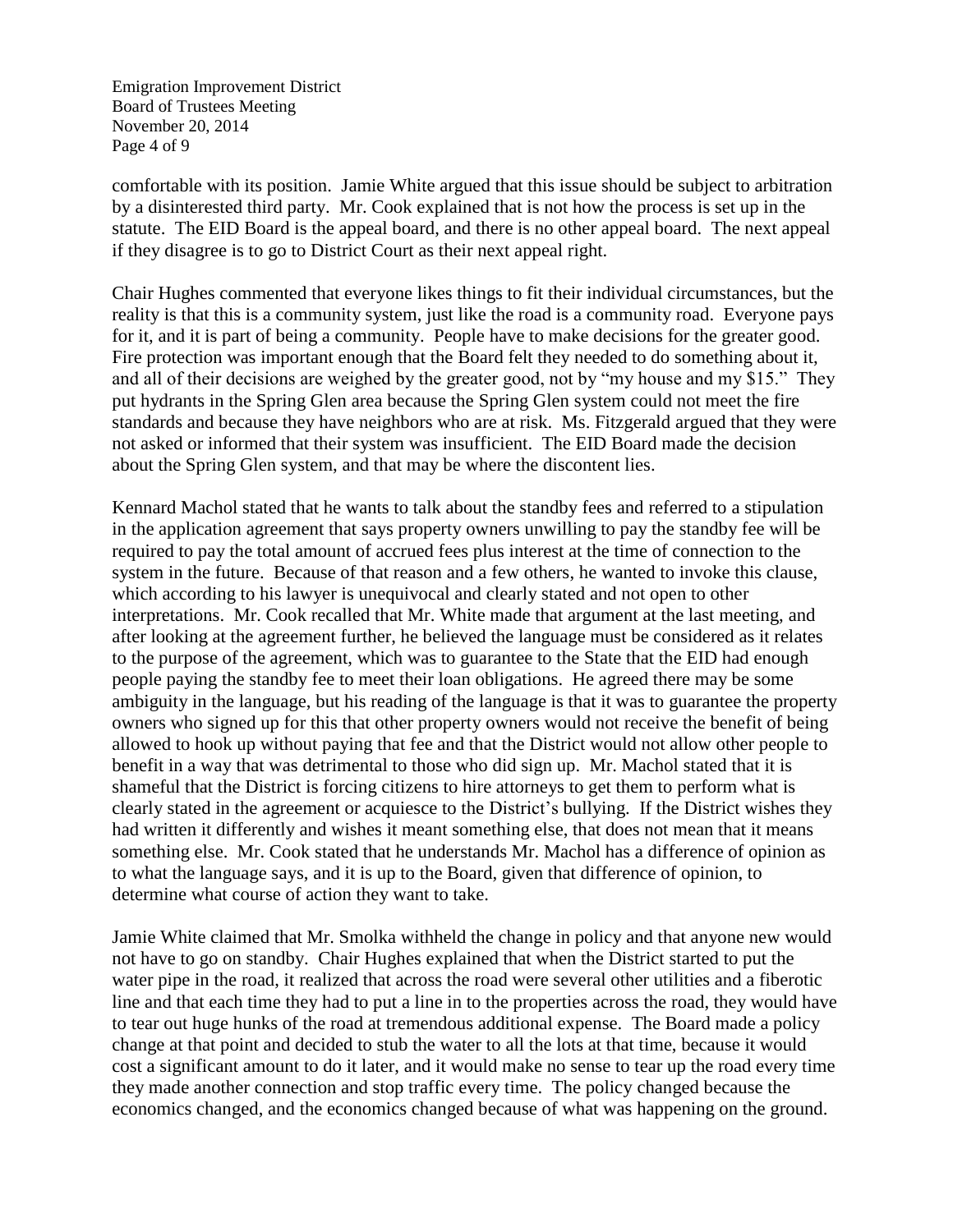comfortable with its position. Jamie White argued that this issue should be subject to arbitration by a disinterested third party. Mr. Cook explained that is not how the process is set up in the statute. The EID Board is the appeal board, and there is no other appeal board. The next appeal if they disagree is to go to District Court as their next appeal right.

Chair Hughes commented that everyone likes things to fit their individual circumstances, but the reality is that this is a community system, just like the road is a community road. Everyone pays for it, and it is part of being a community. People have to make decisions for the greater good. Fire protection was important enough that the Board felt they needed to do something about it, and all of their decisions are weighed by the greater good, not by "my house and my $15." They put hydrants in the Spring Glen area because the Spring Glen system could not meet the fire standards and because they have neighbors who are at risk. Ms. Fitzgerald argued that they were not asked or informed that their system was insufficient. The EID Board made the decision about the Spring Glen system, and that may be where the discontent lies.

Kennard Machol stated that he wants to talk about the standby fees and referred to a stipulation in the application agreement that says property owners unwilling to pay the standby fee will be required to pay the total amount of accrued fees plus interest at the time of connection to the system in the future. Because of that reason and a few others, he wanted to invoke this clause, which according to his lawyer is unequivocal and clearly stated and not open to other interpretations. Mr. Cook recalled that Mr. White made that argument at the last meeting, and after looking at the agreement further, he believed the language must be considered as it relates to the purpose of the agreement, which was to guarantee to the State that the EID had enough people paying the standby fee to meet their loan obligations. He agreed there may be some ambiguity in the language, but his reading of the language is that it was to guarantee the property owners who signed up for this that other property owners would not receive the benefit of being allowed to hook up without paying that fee and that the District would not allow other people to benefit in a way that was detrimental to those who did sign up. Mr. Machol stated that it is shameful that the District is forcing citizens to hire attorneys to get them to perform what is clearly stated in the agreement or acquiesce to the District's bullying. If the District wishes they had written it differently and wishes it meant something else, that does not mean that it means something else. Mr. Cook stated that he understands Mr. Machol has a difference of opinion as to what the language says, and it is up to the Board, given that difference of opinion, to determine what course of action they want to take.

Jamie White claimed that Mr. Smolka withheld the change in policy and that anyone new would not have to go on standby. Chair Hughes explained that when the District started to put the water pipe in the road, it realized that across the road were several other utilities and a fiberotic line and that each time they had to put a line in to the properties across the road, they would have to tear out huge hunks of the road at tremendous additional expense. The Board made a policy change at that point and decided to stub the water to all the lots at that time, because it would cost a significant amount to do it later, and it would make no sense to tear up the road every time they made another connection and stop traffic every time. The policy changed because the economics changed, and the economics changed because of what was happening on the ground.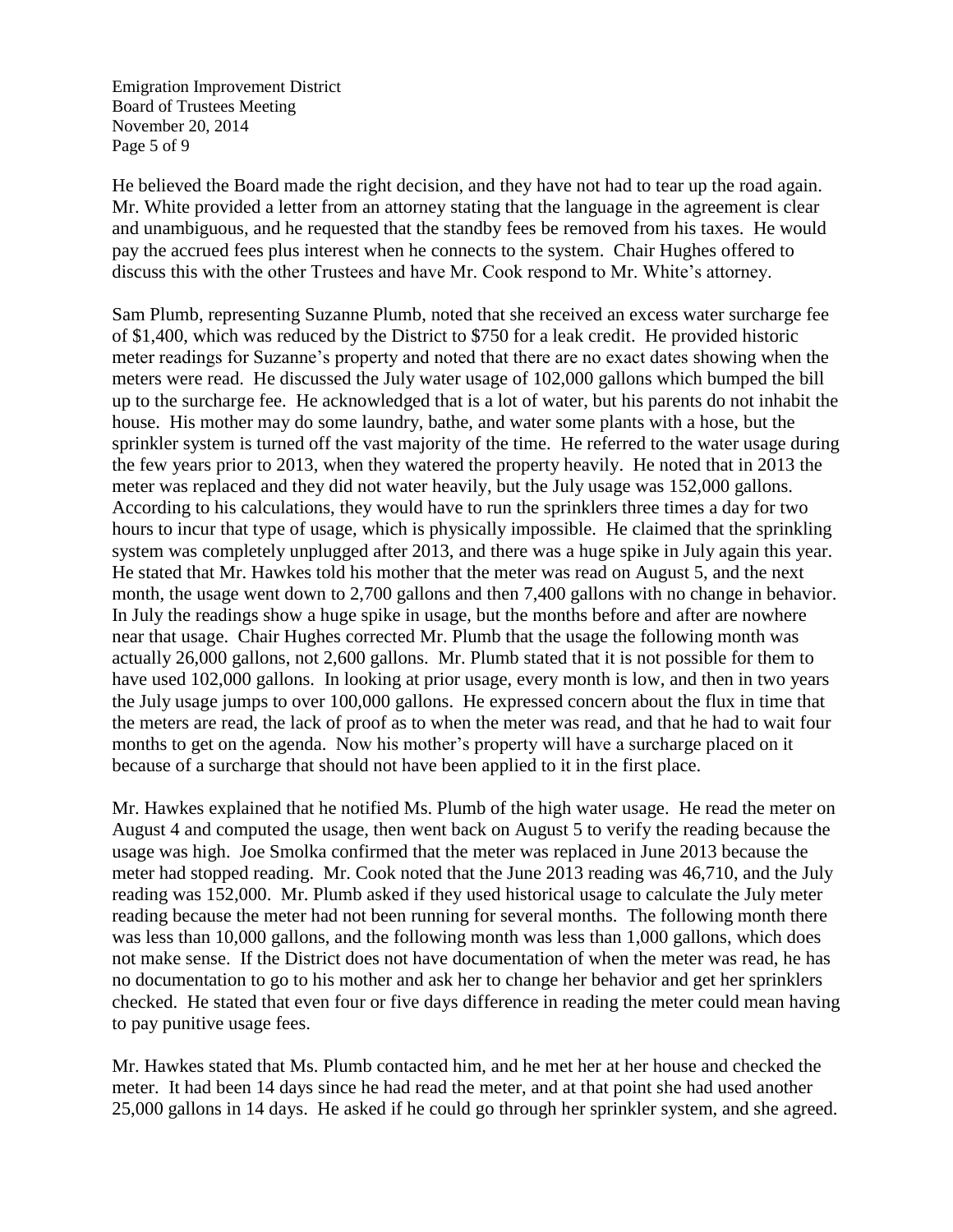He believed the Board made the right decision, and they have not had to tear up the road again. Mr. White provided a letter from an attorney stating that the language in the agreement is clear and unambiguous, and he requested that the standby fees be removed from his taxes. He would pay the accrued fees plus interest when he connects to the system. Chair Hughes offered to discuss this with the other Trustees and have Mr. Cook respond to Mr. White's attorney.

Sam Plumb, representing Suzanne Plumb, noted that she received an excess water surcharge fee of $1,400, which was reduced by the District to $750 for a leak credit. He provided historic meter readings for Suzanne's property and noted that there are no exact dates showing when the meters were read. He discussed the July water usage of 102,000 gallons which bumped the bill up to the surcharge fee. He acknowledged that is a lot of water, but his parents do not inhabit the house. His mother may do some laundry, bathe, and water some plants with a hose, but the sprinkler system is turned off the vast majority of the time. He referred to the water usage during the few years prior to 2013, when they watered the property heavily. He noted that in 2013 the meter was replaced and they did not water heavily, but the July usage was 152,000 gallons. According to his calculations, they would have to run the sprinklers three times a day for two hours to incur that type of usage, which is physically impossible. He claimed that the sprinkling system was completely unplugged after 2013, and there was a huge spike in July again this year. He stated that Mr. Hawkes told his mother that the meter was read on August 5, and the next month, the usage went down to 2,700 gallons and then 7,400 gallons with no change in behavior. In July the readings show a huge spike in usage, but the months before and after are nowhere near that usage. Chair Hughes corrected Mr. Plumb that the usage the following month was actually 26,000 gallons, not 2,600 gallons. Mr. Plumb stated that it is not possible for them to have used 102,000 gallons. In looking at prior usage, every month is low, and then in two years the July usage jumps to over 100,000 gallons. He expressed concern about the flux in time that the meters are read, the lack of proof as to when the meter was read, and that he had to wait four months to get on the agenda. Now his mother's property will have a surcharge placed on it because of a surcharge that should not have been applied to it in the first place.

Mr. Hawkes explained that he notified Ms. Plumb of the high water usage. He read the meter on August 4 and computed the usage, then went back on August 5 to verify the reading because the usage was high. Joe Smolka confirmed that the meter was replaced in June 2013 because the meter had stopped reading. Mr. Cook noted that the June 2013 reading was 46,710, and the July reading was 152,000. Mr. Plumb asked if they used historical usage to calculate the July meter reading because the meter had not been running for several months. The following month there was less than 10,000 gallons, and the following month was less than 1,000 gallons, which does not make sense. If the District does not have documentation of when the meter was read, he has no documentation to go to his mother and ask her to change her behavior and get her sprinklers checked. He stated that even four or five days difference in reading the meter could mean having to pay punitive usage fees.

Mr. Hawkes stated that Ms. Plumb contacted him, and he met her at her house and checked the meter. It had been 14 days since he had read the meter, and at that point she had used another 25,000 gallons in 14 days. He asked if he could go through her sprinkler system, and she agreed.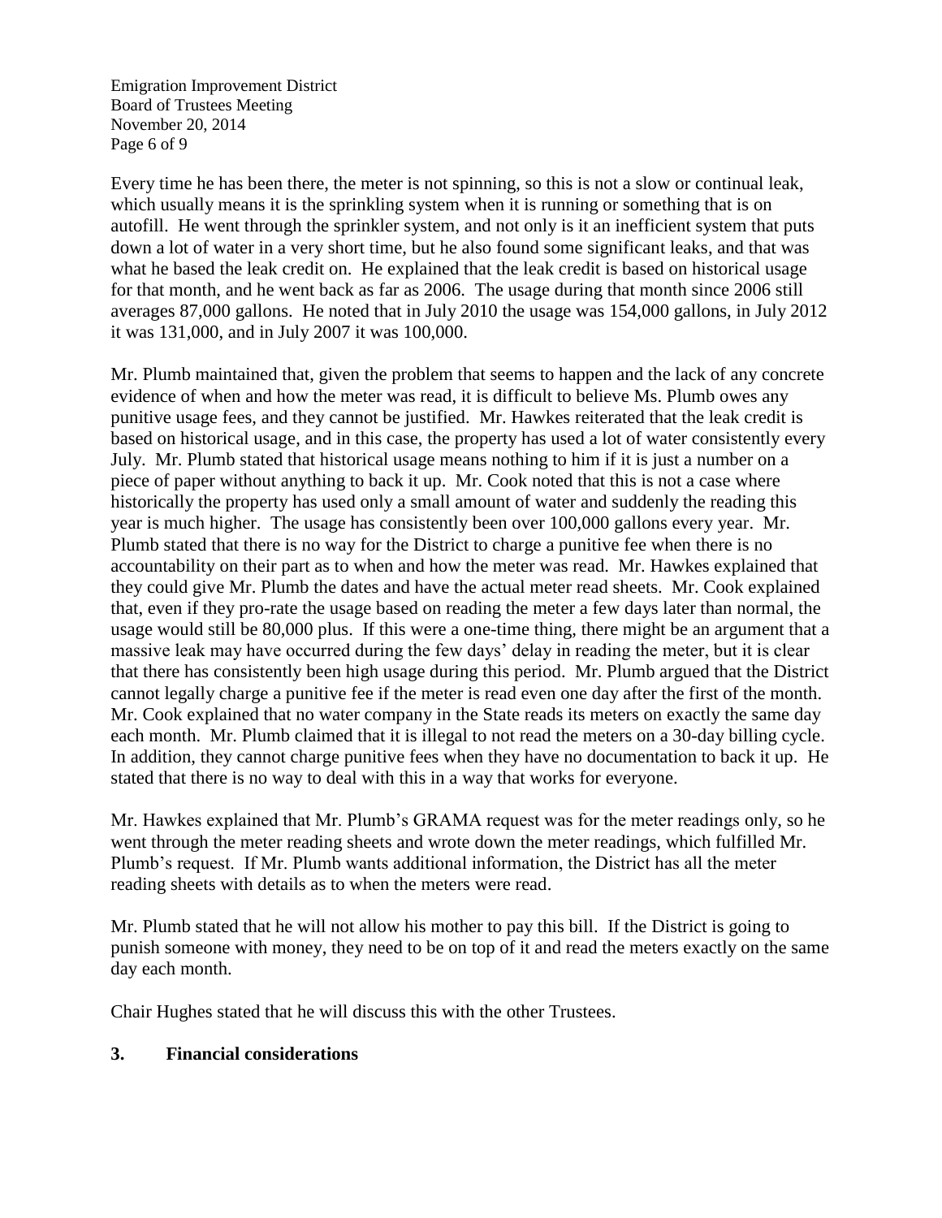Every time he has been there, the meter is not spinning, so this is not a slow or continual leak, which usually means it is the sprinkling system when it is running or something that is on autofill. He went through the sprinkler system, and not only is it an inefficient system that puts down a lot of water in a very short time, but he also found some significant leaks, and that was what he based the leak credit on. He explained that the leak credit is based on historical usage for that month, and he went back as far as 2006. The usage during that month since 2006 still averages 87,000 gallons. He noted that in July 2010 the usage was 154,000 gallons, in July 2012 it was 131,000, and in July 2007 it was 100,000.

Mr. Plumb maintained that, given the problem that seems to happen and the lack of any concrete evidence of when and how the meter was read, it is difficult to believe Ms. Plumb owes any punitive usage fees, and they cannot be justified. Mr. Hawkes reiterated that the leak credit is based on historical usage, and in this case, the property has used a lot of water consistently every July. Mr. Plumb stated that historical usage means nothing to him if it is just a number on a piece of paper without anything to back it up. Mr. Cook noted that this is not a case where historically the property has used only a small amount of water and suddenly the reading this year is much higher. The usage has consistently been over 100,000 gallons every year. Mr. Plumb stated that there is no way for the District to charge a punitive fee when there is no accountability on their part as to when and how the meter was read. Mr. Hawkes explained that they could give Mr. Plumb the dates and have the actual meter read sheets. Mr. Cook explained that, even if they pro-rate the usage based on reading the meter a few days later than normal, the usage would still be 80,000 plus. If this were a one-time thing, there might be an argument that a massive leak may have occurred during the few days' delay in reading the meter, but it is clear that there has consistently been high usage during this period. Mr. Plumb argued that the District cannot legally charge a punitive fee if the meter is read even one day after the first of the month. Mr. Cook explained that no water company in the State reads its meters on exactly the same day each month. Mr. Plumb claimed that it is illegal to not read the meters on a 30-day billing cycle. In addition, they cannot charge punitive fees when they have no documentation to back it up. He stated that there is no way to deal with this in a way that works for everyone.

Mr. Hawkes explained that Mr. Plumb's GRAMA request was for the meter readings only, so he went through the meter reading sheets and wrote down the meter readings, which fulfilled Mr. Plumb's request. If Mr. Plumb wants additional information, the District has all the meter reading sheets with details as to when the meters were read.

Mr. Plumb stated that he will not allow his mother to pay this bill. If the District is going to punish someone with money, they need to be on top of it and read the meters exactly on the same day each month.

Chair Hughes stated that he will discuss this with the other Trustees.

## 3. Financial considerations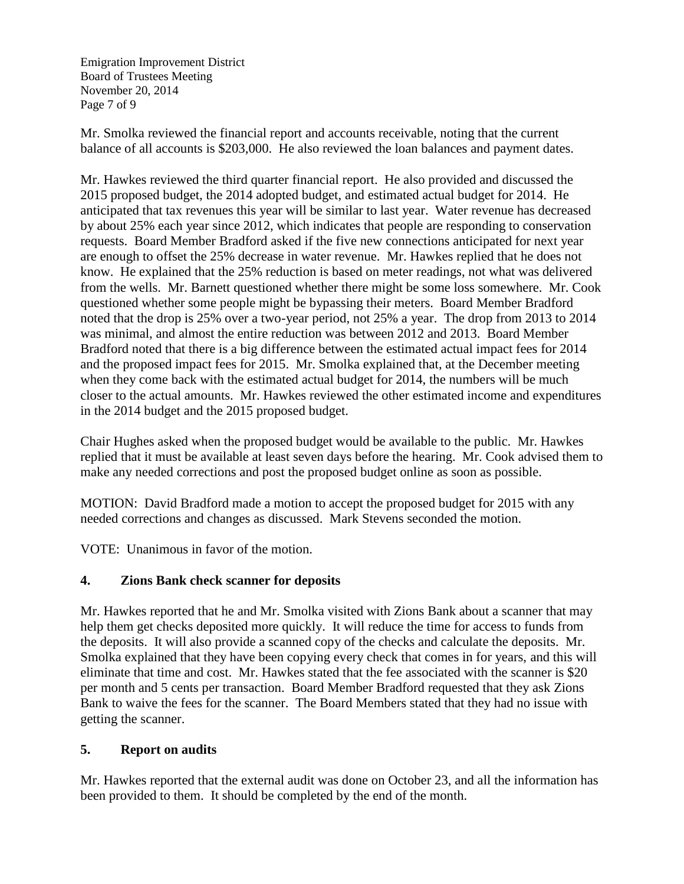Mr. Smolka reviewed the financial report and accounts receivable, noting that the current balance of all accounts is $203,000. He also reviewed the loan balances and payment dates.

Mr. Hawkes reviewed the third quarter financial report. He also provided and discussed the 2015 proposed budget, the 2014 adopted budget, and estimated actual budget for 2014. He anticipated that tax revenues this year will be similar to last year. Water revenue has decreased by about 25% each year since 2012, which indicates that people are responding to conservation requests. Board Member Bradford asked if the five new connections anticipated for next year are enough to offset the 25% decrease in water revenue. Mr. Hawkes replied that he does not know. He explained that the 25% reduction is based on meter readings, not what was delivered from the wells. Mr. Barnett questioned whether there might be some loss somewhere. Mr. Cook questioned whether some people might be bypassing their meters. Board Member Bradford noted that the drop is 25% over a two-year period, not 25% a year. The drop from 2013 to 2014 was minimal, and almost the entire reduction was between 2012 and 2013. Board Member Bradford noted that there is a big difference between the estimated actual impact fees for 2014 and the proposed impact fees for 2015. Mr. Smolka explained that, at the December meeting when they come back with the estimated actual budget for 2014, the numbers will be much closer to the actual amounts. Mr. Hawkes reviewed the other estimated income and expenditures in the 2014 budget and the 2015 proposed budget.

Chair Hughes asked when the proposed budget would be available to the public. Mr. Hawkes replied that it must be available at least seven days before the hearing. Mr. Cook advised them to make any needed corrections and post the proposed budget online as soon as possible.

MOTION: David Bradford made a motion to accept the proposed budget for 2015 with any needed corrections and changes as discussed. Mark Stevens seconded the motion.

VOTE: Unanimous in favor of the motion.

## 4. Zions Bank check scanner for deposits

Mr. Hawkes reported that he and Mr. Smolka visited with Zions Bank about a scanner that may help them get checks deposited more quickly. It will reduce the time for access to funds from the deposits. It will also provide a scanned copy of the checks and calculate the deposits. Mr. Smolka explained that they have been copying every check that comes in for years, and this will eliminate that time and cost. Mr. Hawkes stated that the fee associated with the scanner is $20 per month and 5 cents per transaction. Board Member Bradford requested that they ask Zions Bank to waive the fees for the scanner. The Board Members stated that they had no issue with getting the scanner.

## 5. Report on audits

Mr. Hawkes reported that the external audit was done on October 23, and all the information has been provided to them. It should be completed by the end of the month.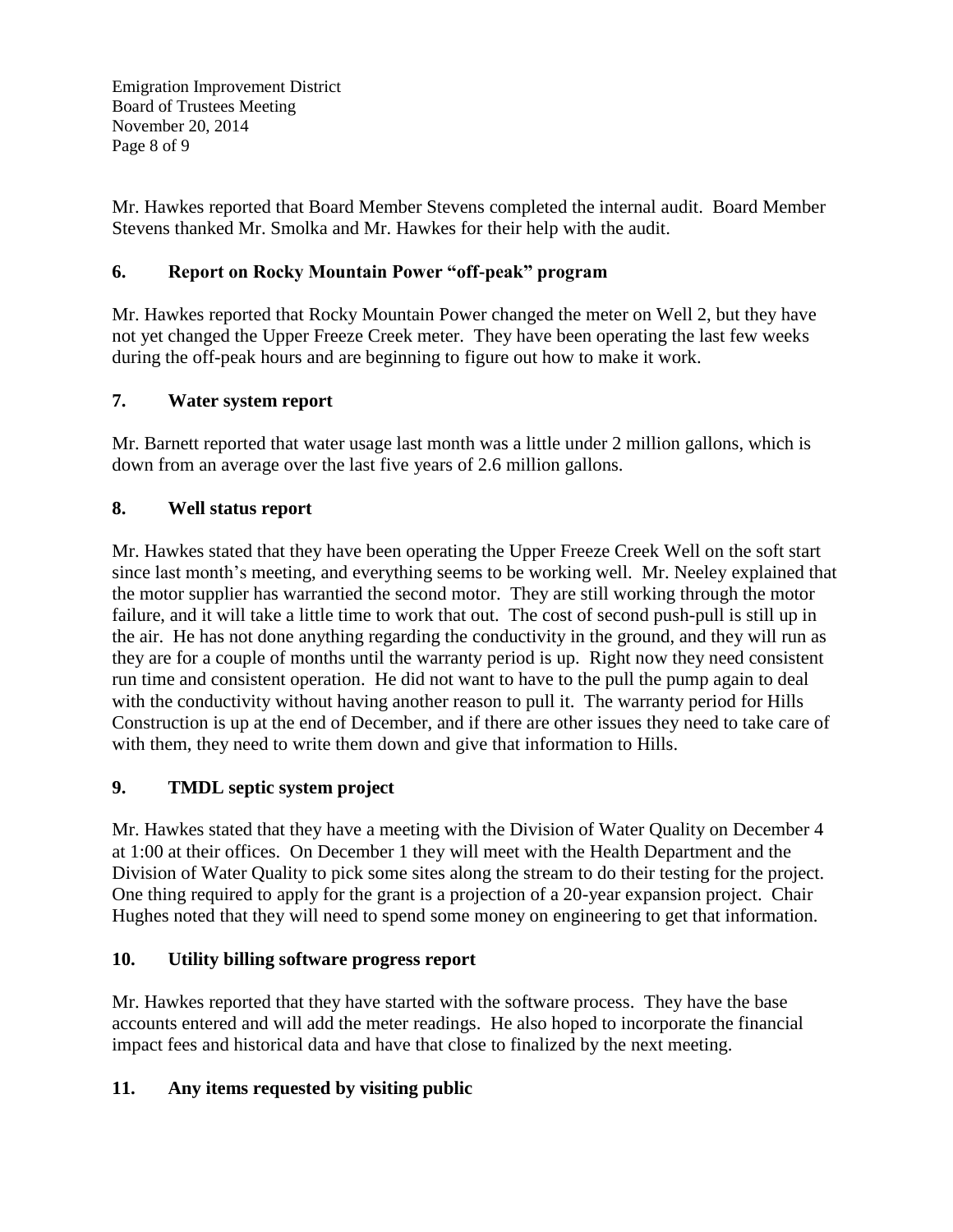Mr. Hawkes reported that Board Member Stevens completed the internal audit. Board Member Stevens thanked Mr. Smolka and Mr. Hawkes for their help with the audit.

## 6. Report on Rocky Mountain Power "off-peak" program

Mr. Hawkes reported that Rocky Mountain Power changed the meter on Well 2, but they have not yet changed the Upper Freeze Creek meter. They have been operating the last few weeks during the off-peak hours and are beginning to figure out how to make it work.

## 7. Water system report

Mr. Barnett reported that water usage last month was a little under 2 million gallons, which is down from an average over the last five years of 2.6 million gallons.

## 8. Well status report

Mr. Hawkes stated that they have been operating the Upper Freeze Creek Well on the soft start since last month's meeting, and everything seems to be working well. Mr. Neeley explained that the motor supplier has warrantied the second motor. They are still working through the motor failure, and it will take a little time to work that out. The cost of second push-pull is still up in the air. He has not done anything regarding the conductivity in the ground, and they will run as they are for a couple of months until the warranty period is up. Right now they need consistent run time and consistent operation. He did not want to have to the pull the pump again to deal with the conductivity without having another reason to pull it. The warranty period for Hills Construction is up at the end of December, and if there are other issues they need to take care of with them, they need to write them down and give that information to Hills.

## 9. TMDL septic system project

Mr. Hawkes stated that they have a meeting with the Division of Water Quality on December 4 at 1:00 at their offices. On December 1 they will meet with the Health Department and the Division of Water Quality to pick some sites along the stream to do their testing for the project. One thing required to apply for the grant is a projection of a 20-year expansion project. Chair Hughes noted that they will need to spend some money on engineering to get that information.

## 10. Utility billing software progress report

Mr. Hawkes reported that they have started with the software process. They have the base accounts entered and will add the meter readings. He also hoped to incorporate the financial impact fees and historical data and have that close to finalized by the next meeting.

## 11. Any items requested by visiting public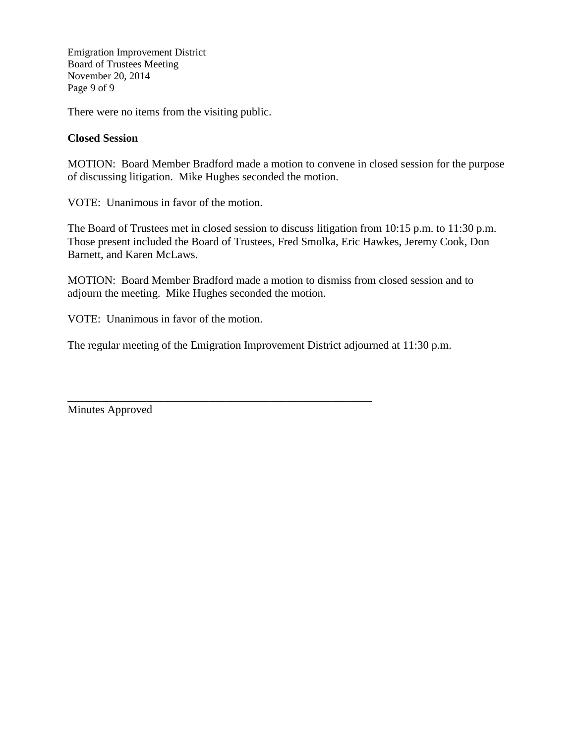There were no items from the visiting public.

**Closed Session**

MOTION: Board Member Bradford made a motion to convene in closed session for the purpose of discussing litigation. Mike Hughes seconded the motion.

VOTE: Unanimous in favor of the motion.

The Board of Trustees met in closed session to discuss litigation from 10:15 p.m. to 11:30 p.m. Those present included the Board of Trustees, Fred Smolka, Eric Hawkes, Jeremy Cook, Don Barnett, and Karen McLaws.

MOTION: Board Member Bradford made a motion to dismiss from closed session and to adjourn the meeting. Mike Hughes seconded the motion.

VOTE: Unanimous in favor of the motion.

The regular meeting of the Emigration Improvement District adjourned at 11:30 p.m.

\_\_\_\_\_\_\_\_\_\_\_\_\_\_\_\_\_\_\_\_\_\_\_\_\_\_\_\_\_\_\_\_\_\_\_\_\_\_\_\_\_\_\_\_\_\_\_\_\_\_\_\_\_\_

Minutes Approved